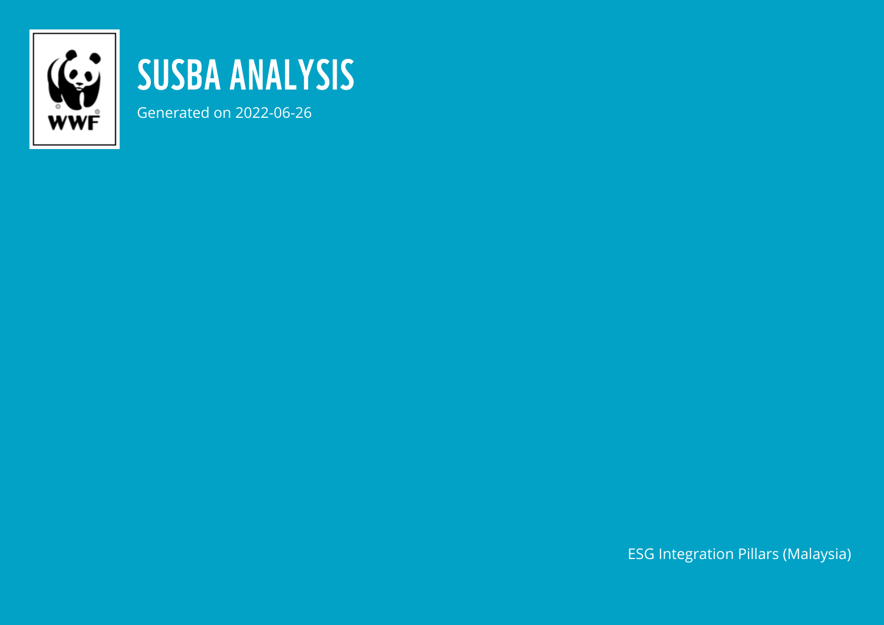# SUSBA ANALYSIS

Generated on 2022-06-26

ESG Integration Pillars (Malaysia)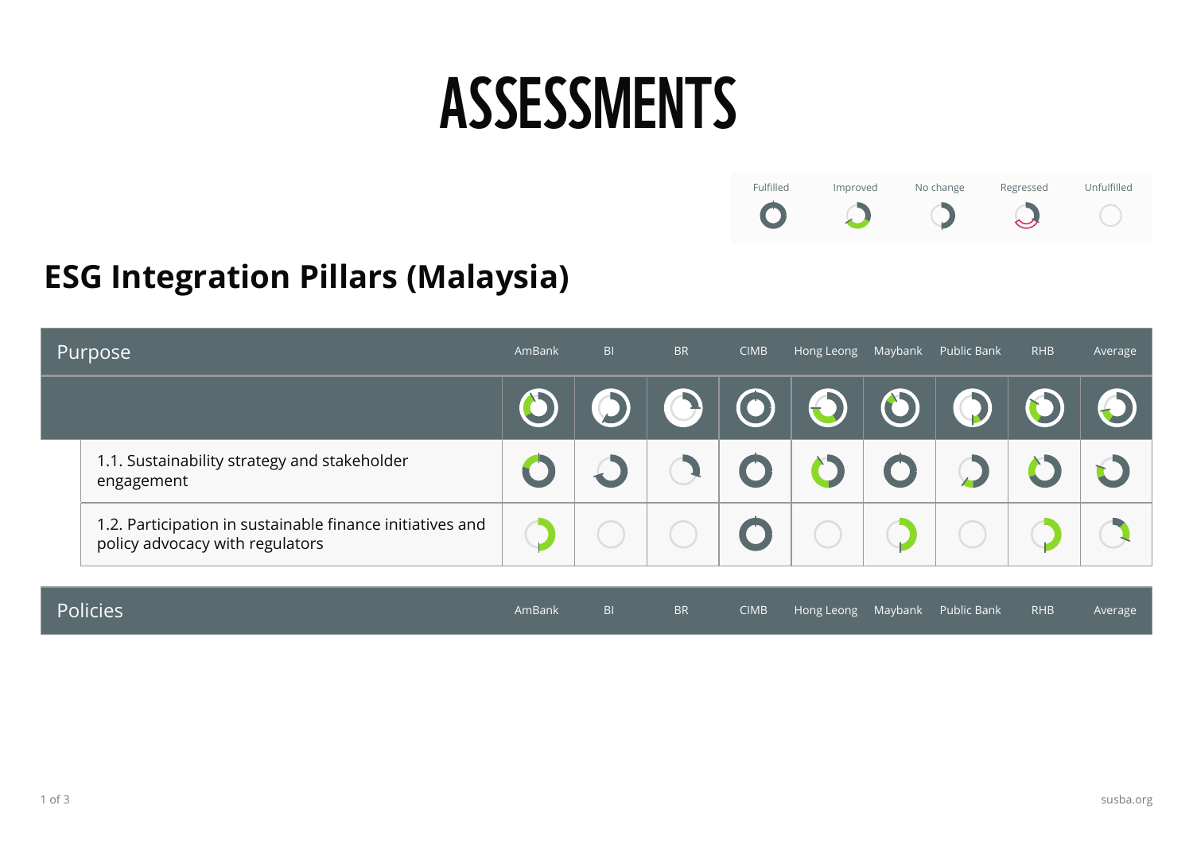# ASSESSMENTS

| Fulfilled | Improved | No change | Regressed | Unfulfilled |
|---|---|---|---|---|

## ESG Integration Pillars (Malaysia)

| Purpose | AmBank | BI | BR | CIMB | Hong Leong | Maybank | Public Bank | RHB | Average |
|---|---|---|---|---|---|---|---|---|---|
| 1.1. Sustainability strategy and stakeholder engagement | | | | | | | | | |
| 1.2. Participation in sustainable finance initiatives and policy advocacy with regulators | | | | | | | | | |

| Policies | AmBank | BI | BR | CIMB | Hong Leong | Maybank | Public Bank | RHB | Average |
|---|---|---|---|---|---|---|---|---|---|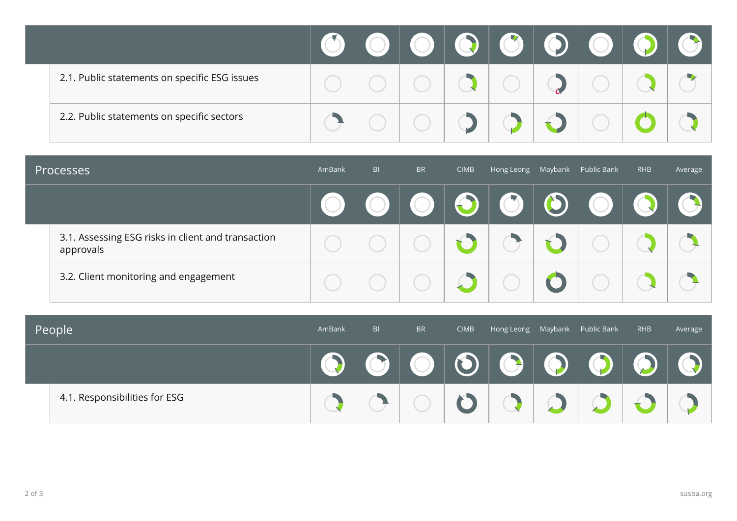| | | | | | | | | | |
|---|---|---|---|---|---|---|---|---|---|
| 2.1. Public statements on specific ESG issues | | | | | | | | | |
| 2.2. Public statements on specific sectors | | | | | | | | | |

| Processes | AmBank | BI | BR | CIMB | Hong Leong | Maybank | Public Bank | RHB | Average |
|---|---|---|---|---|---|---|---|---|---|
| | | | | | | | | | |
| 3.1. Assessing ESG risks in client and transaction approvals | | | | | | | | | |
| 3.2. Client monitoring and engagement | | | | | | | | | |

| People | AmBank | BI | BR | CIMB | Hong Leong | Maybank | Public Bank | RHB | Average |
|---|---|---|---|---|---|---|---|---|---|
| | | | | | | | | | |
| 4.1. Responsibilities for ESG | | | | | | | | | |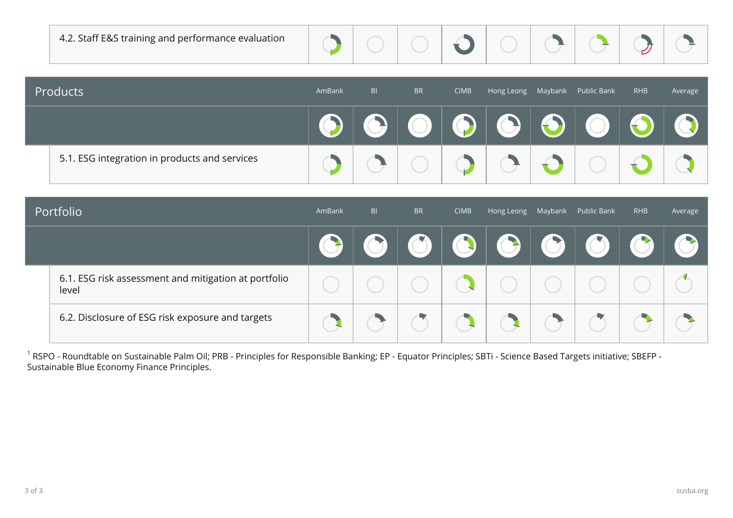| | | | | | | | | | |
|---|---|---|---|---|---|---|---|---|---|
| 4.2. Staff E&S training and performance evaluation | | | | | | | | | |

| Products | AmBank | BI | BR | CIMB | Hong Leong | Maybank | Public Bank | RHB | Average |
|---|---|---|---|---|---|---|---|---|---|
| | | | | | | | | | |
| 5.1. ESG integration in products and services | | | | | | | | | |

| Portfolio | AmBank | BI | BR | CIMB | Hong Leong | Maybank | Public Bank | RHB | Average |
|---|---|---|---|---|---|---|---|---|---|
| | | | | | | | | | |
| 6.1. ESG risk assessment and mitigation at portfolio level | | | | | | | | | |
| 6.2. Disclosure of ESG risk exposure and targets | | | | | | | | | |

[1] RSPO - Roundtable on Sustainable Palm Oil; PRB - Principles for Responsible Banking; EP - Equator Principles; SBTi - Science Based Targets initiative; SBEFP - Sustainable Blue Economy Finance Principles.